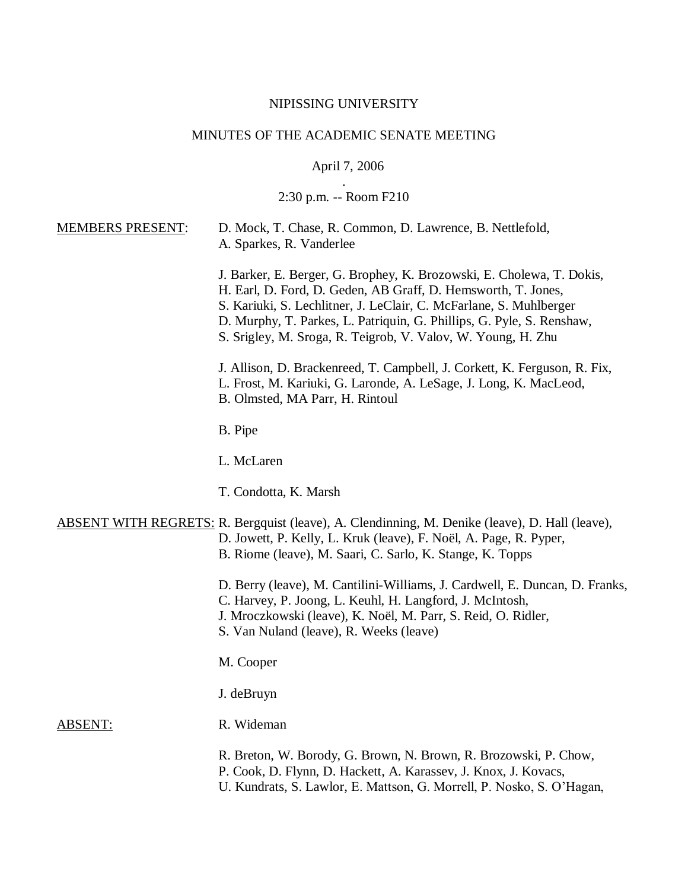NIPISSING UNIVERSITY

MINUTES OF THE ACADEMIC SENATE MEETING

April 7, 2006

2:30 p.m. -- Room F210

MEMBERS PRESENT: D. Mock, T. Chase, R. Common, D. Lawrence, B. Nettlefold, A. Sparkes, R. Vanderlee

J. Barker, E. Berger, G. Brophey, K. Brozowski, E. Cholewa, T. Dokis, H. Earl, D. Ford, D. Geden, AB Graff, D. Hemsworth, T. Jones, S. Kariuki, S. Lechlitner, J. LeClair, C. McFarlane, S. Muhlberger D. Murphy, T. Parkes, L. Patriquin, G. Phillips, G. Pyle, S. Renshaw, S. Srigley, M. Sroga, R. Teigrob, V. Valov, W. Young, H. Zhu

J. Allison, D. Brackenreed, T. Campbell, J. Corkett, K. Ferguson, R. Fix, L. Frost, M. Kariuki, G. Laronde, A. LeSage, J. Long, K. MacLeod, B. Olmsted, MA Parr, H. Rintoul

B. Pipe

L. McLaren

T. Condotta, K. Marsh

ABSENT WITH REGRETS: R. Bergquist (leave), A. Clendinning, M. Denike (leave), D. Hall (leave), D. Jowett, P. Kelly, L. Kruk (leave), F. Noël, A. Page, R. Pyper, B. Riome (leave), M. Saari, C. Sarlo, K. Stange, K. Topps

D. Berry (leave), M. Cantilini-Williams, J. Cardwell, E. Duncan, D. Franks, C. Harvey, P. Joong, L. Keuhl, H. Langford, J. McIntosh, J. Mroczkowski (leave), K. Noël, M. Parr, S. Reid, O. Ridler, S. Van Nuland (leave), R. Weeks (leave)

M. Cooper

J. deBruyn

ABSENT: R. Wideman

R. Breton, W. Borody, G. Brown, N. Brown, R. Brozowski, P. Chow, P. Cook, D. Flynn, D. Hackett, A. Karassev, J. Knox, J. Kovacs, U. Kundrats, S. Lawlor, E. Mattson, G. Morrell, P. Nosko, S. O'Hagan,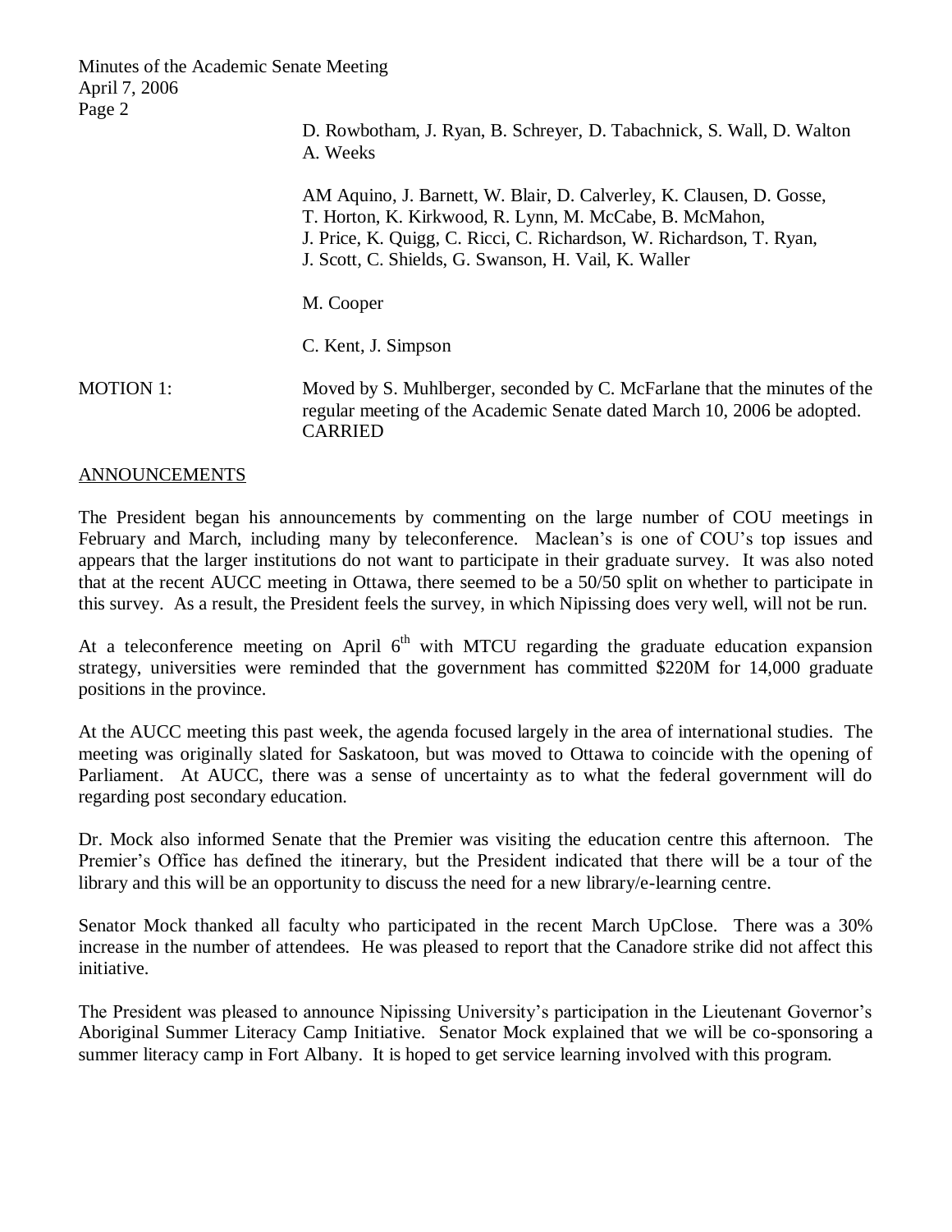D. Rowbotham, J. Ryan, B. Schreyer, D. Tabachnick, S. Wall, D. Walton A. Weeks

AM Aquino, J. Barnett, W. Blair, D. Calverley, K. Clausen, D. Gosse, T. Horton, K. Kirkwood, R. Lynn, M. McCabe, B. McMahon, J. Price, K. Quigg, C. Ricci, C. Richardson, W. Richardson, T. Ryan, J. Scott, C. Shields, G. Swanson, H. Vail, K. Waller

M. Cooper

C. Kent, J. Simpson

MOTION 1: Moved by S. Muhlberger, seconded by C. McFarlane that the minutes of the regular meeting of the Academic Senate dated March 10, 2006 be adopted.
CARRIED

## ANNOUNCEMENTS

The President began his announcements by commenting on the large number of COU meetings in February and March, including many by teleconference. Maclean's is one of COU's top issues and appears that the larger institutions do not want to participate in their graduate survey. It was also noted that at the recent AUCC meeting in Ottawa, there seemed to be a 50/50 split on whether to participate in this survey. As a result, the President feels the survey, in which Nipissing does very well, will not be run.

At a teleconference meeting on April 6th with MTCU regarding the graduate education expansion strategy, universities were reminded that the government has committed $220M for 14,000 graduate positions in the province.

At the AUCC meeting this past week, the agenda focused largely in the area of international studies. The meeting was originally slated for Saskatoon, but was moved to Ottawa to coincide with the opening of Parliament. At AUCC, there was a sense of uncertainty as to what the federal government will do regarding post secondary education.

Dr. Mock also informed Senate that the Premier was visiting the education centre this afternoon. The Premier's Office has defined the itinerary, but the President indicated that there will be a tour of the library and this will be an opportunity to discuss the need for a new library/e-learning centre.

Senator Mock thanked all faculty who participated in the recent March UpClose. There was a 30% increase in the number of attendees. He was pleased to report that the Canadore strike did not affect this initiative.

The President was pleased to announce Nipissing University's participation in the Lieutenant Governor's Aboriginal Summer Literacy Camp Initiative. Senator Mock explained that we will be co-sponsoring a summer literacy camp in Fort Albany. It is hoped to get service learning involved with this program.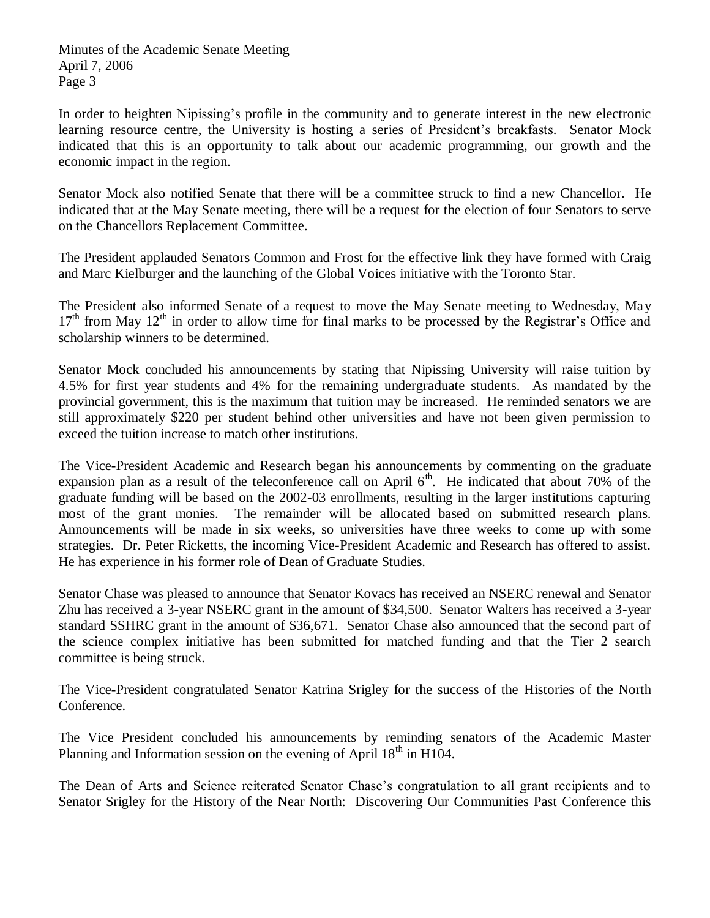In order to heighten Nipissing's profile in the community and to generate interest in the new electronic learning resource centre, the University is hosting a series of President's breakfasts. Senator Mock indicated that this is an opportunity to talk about our academic programming, our growth and the economic impact in the region.

Senator Mock also notified Senate that there will be a committee struck to find a new Chancellor. He indicated that at the May Senate meeting, there will be a request for the election of four Senators to serve on the Chancellors Replacement Committee.

The President applauded Senators Common and Frost for the effective link they have formed with Craig and Marc Kielburger and the launching of the Global Voices initiative with the Toronto Star.

The President also informed Senate of a request to move the May Senate meeting to Wednesday, May 17th from May 12th in order to allow time for final marks to be processed by the Registrar's Office and scholarship winners to be determined.

Senator Mock concluded his announcements by stating that Nipissing University will raise tuition by 4.5% for first year students and 4% for the remaining undergraduate students. As mandated by the provincial government, this is the maximum that tuition may be increased. He reminded senators we are still approximately $220 per student behind other universities and have not been given permission to exceed the tuition increase to match other institutions.

The Vice-President Academic and Research began his announcements by commenting on the graduate expansion plan as a result of the teleconference call on April 6th. He indicated that about 70% of the graduate funding will be based on the 2002-03 enrollments, resulting in the larger institutions capturing most of the grant monies. The remainder will be allocated based on submitted research plans. Announcements will be made in six weeks, so universities have three weeks to come up with some strategies. Dr. Peter Ricketts, the incoming Vice-President Academic and Research has offered to assist. He has experience in his former role of Dean of Graduate Studies.

Senator Chase was pleased to announce that Senator Kovacs has received an NSERC renewal and Senator Zhu has received a 3-year NSERC grant in the amount of $34,500. Senator Walters has received a 3-year standard SSHRC grant in the amount of $36,671. Senator Chase also announced that the second part of the science complex initiative has been submitted for matched funding and that the Tier 2 search committee is being struck.

The Vice-President congratulated Senator Katrina Srigley for the success of the Histories of the North Conference.

The Vice President concluded his announcements by reminding senators of the Academic Master Planning and Information session on the evening of April 18th in H104.

The Dean of Arts and Science reiterated Senator Chase's congratulation to all grant recipients and to Senator Srigley for the History of the Near North: Discovering Our Communities Past Conference this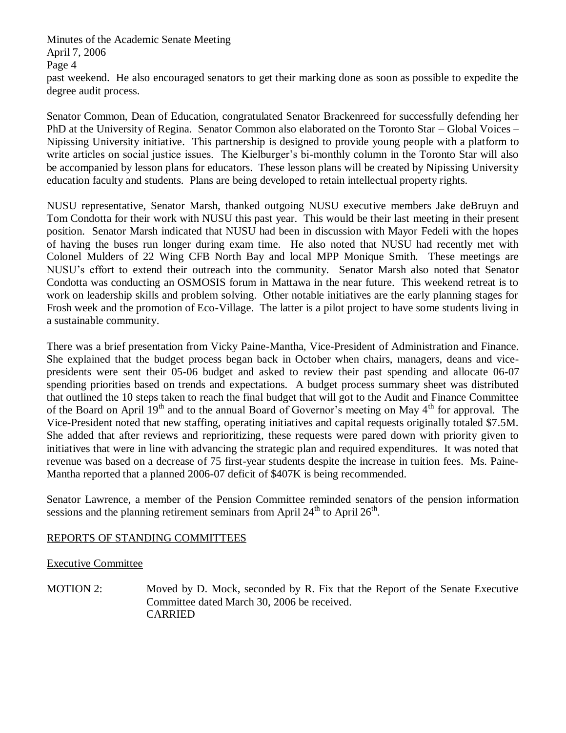past weekend. He also encouraged senators to get their marking done as soon as possible to expedite the degree audit process.

Senator Common, Dean of Education, congratulated Senator Brackenreed for successfully defending her PhD at the University of Regina. Senator Common also elaborated on the Toronto Star – Global Voices – Nipissing University initiative. This partnership is designed to provide young people with a platform to write articles on social justice issues. The Kielburger's bi-monthly column in the Toronto Star will also be accompanied by lesson plans for educators. These lesson plans will be created by Nipissing University education faculty and students. Plans are being developed to retain intellectual property rights.

NUSU representative, Senator Marsh, thanked outgoing NUSU executive members Jake deBruyn and Tom Condotta for their work with NUSU this past year. This would be their last meeting in their present position. Senator Marsh indicated that NUSU had been in discussion with Mayor Fedeli with the hopes of having the buses run longer during exam time. He also noted that NUSU had recently met with Colonel Mulders of 22 Wing CFB North Bay and local MPP Monique Smith. These meetings are NUSU's effort to extend their outreach into the community. Senator Marsh also noted that Senator Condotta was conducting an OSMOSIS forum in Mattawa in the near future. This weekend retreat is to work on leadership skills and problem solving. Other notable initiatives are the early planning stages for Frosh week and the promotion of Eco-Village. The latter is a pilot project to have some students living in a sustainable community.

There was a brief presentation from Vicky Paine-Mantha, Vice-President of Administration and Finance. She explained that the budget process began back in October when chairs, managers, deans and vice-presidents were sent their 05-06 budget and asked to review their past spending and allocate 06-07 spending priorities based on trends and expectations. A budget process summary sheet was distributed that outlined the 10 steps taken to reach the final budget that will got to the Audit and Finance Committee of the Board on April 19th and to the annual Board of Governor's meeting on May 4th for approval. The Vice-President noted that new staffing, operating initiatives and capital requests originally totaled \$7.5M. She added that after reviews and reprioritizing, these requests were pared down with priority given to initiatives that were in line with advancing the strategic plan and required expenditures. It was noted that revenue was based on a decrease of 75 first-year students despite the increase in tuition fees. Ms. Paine-Mantha reported that a planned 2006-07 deficit of \$407K is being recommended.

Senator Lawrence, a member of the Pension Committee reminded senators of the pension information sessions and the planning retirement seminars from April 24th to April 26th.

## REPORTS OF STANDING COMMITTEES

### Executive Committee

MOTION 2: Moved by D. Mock, seconded by R. Fix that the Report of the Senate Executive Committee dated March 30, 2006 be received.
CARRIED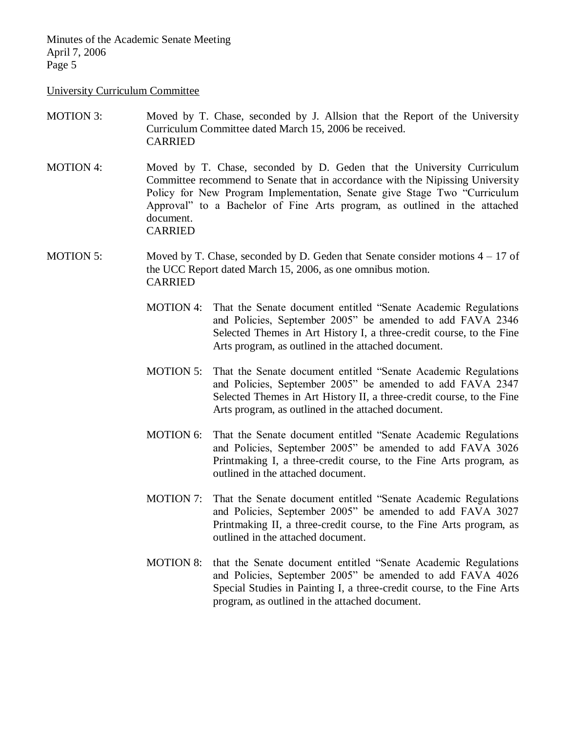University Curriculum Committee

MOTION 3: Moved by T. Chase, seconded by J. Allsion that the Report of the University Curriculum Committee dated March 15, 2006 be received.
CARRIED

MOTION 4: Moved by T. Chase, seconded by D. Geden that the University Curriculum Committee recommend to Senate that in accordance with the Nipissing University Policy for New Program Implementation, Senate give Stage Two "Curriculum Approval" to a Bachelor of Fine Arts program, as outlined in the attached document.
CARRIED

MOTION 5: Moved by T. Chase, seconded by D. Geden that Senate consider motions 4 – 17 of the UCC Report dated March 15, 2006, as one omnibus motion.
CARRIED

> MOTION 4: That the Senate document entitled "Senate Academic Regulations and Policies, September 2005" be amended to add FAVA 2346 Selected Themes in Art History I, a three-credit course, to the Fine Arts program, as outlined in the attached document.
>
> MOTION 5: That the Senate document entitled "Senate Academic Regulations and Policies, September 2005" be amended to add FAVA 2347 Selected Themes in Art History II, a three-credit course, to the Fine Arts program, as outlined in the attached document.
>
> MOTION 6: That the Senate document entitled "Senate Academic Regulations and Policies, September 2005" be amended to add FAVA 3026 Printmaking I, a three-credit course, to the Fine Arts program, as outlined in the attached document.
>
> MOTION 7: That the Senate document entitled "Senate Academic Regulations and Policies, September 2005" be amended to add FAVA 3027 Printmaking II, a three-credit course, to the Fine Arts program, as outlined in the attached document.
>
> MOTION 8: that the Senate document entitled "Senate Academic Regulations and Policies, September 2005" be amended to add FAVA 4026 Special Studies in Painting I, a three-credit course, to the Fine Arts program, as outlined in the attached document.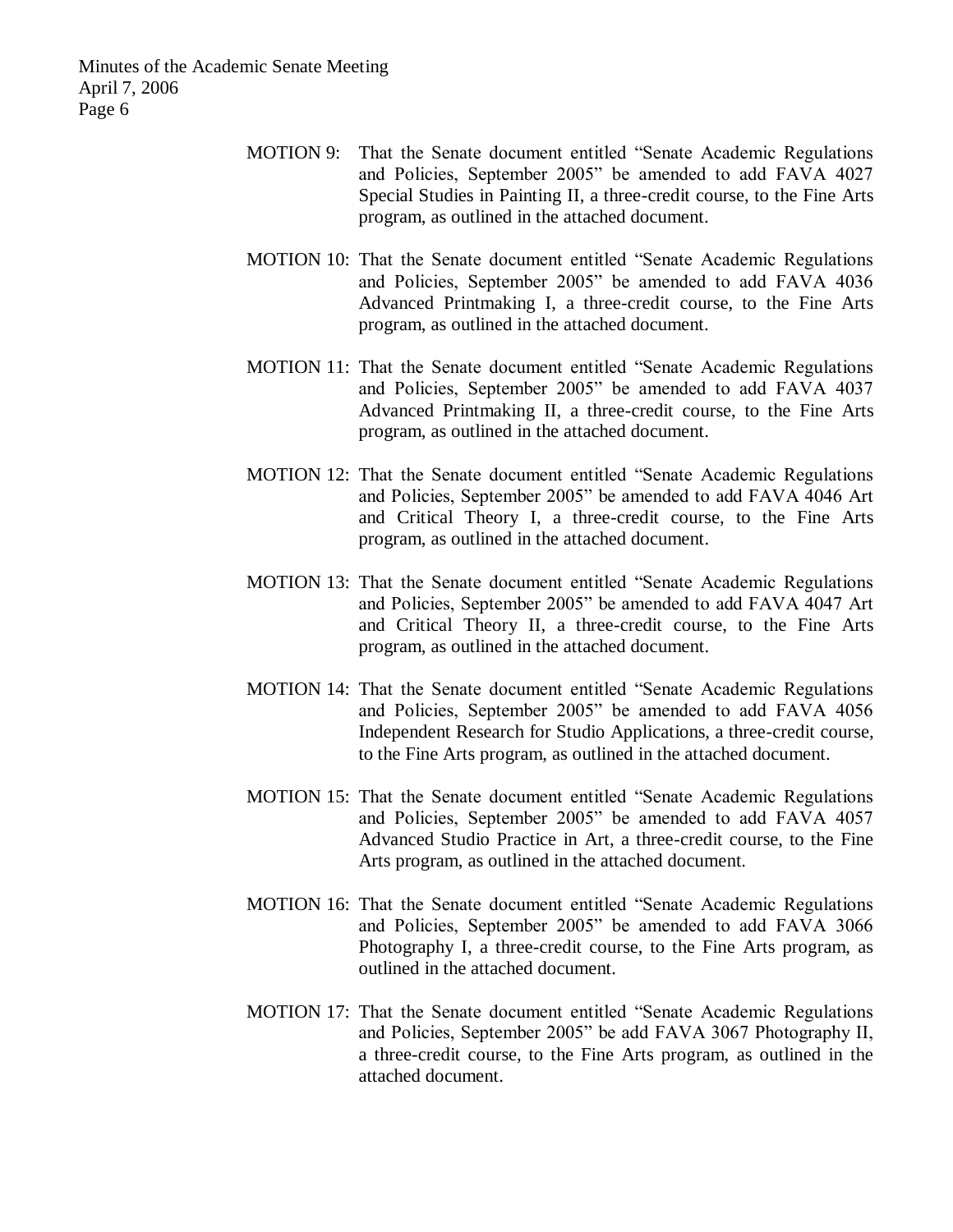MOTION 9: That the Senate document entitled "Senate Academic Regulations and Policies, September 2005" be amended to add FAVA 4027 Special Studies in Painting II, a three-credit course, to the Fine Arts program, as outlined in the attached document.

MOTION 10: That the Senate document entitled "Senate Academic Regulations and Policies, September 2005" be amended to add FAVA 4036 Advanced Printmaking I, a three-credit course, to the Fine Arts program, as outlined in the attached document.

MOTION 11: That the Senate document entitled "Senate Academic Regulations and Policies, September 2005" be amended to add FAVA 4037 Advanced Printmaking II, a three-credit course, to the Fine Arts program, as outlined in the attached document.

MOTION 12: That the Senate document entitled "Senate Academic Regulations and Policies, September 2005" be amended to add FAVA 4046 Art and Critical Theory I, a three-credit course, to the Fine Arts program, as outlined in the attached document.

MOTION 13: That the Senate document entitled "Senate Academic Regulations and Policies, September 2005" be amended to add FAVA 4047 Art and Critical Theory II, a three-credit course, to the Fine Arts program, as outlined in the attached document.

MOTION 14: That the Senate document entitled "Senate Academic Regulations and Policies, September 2005" be amended to add FAVA 4056 Independent Research for Studio Applications, a three-credit course, to the Fine Arts program, as outlined in the attached document.

MOTION 15: That the Senate document entitled "Senate Academic Regulations and Policies, September 2005" be amended to add FAVA 4057 Advanced Studio Practice in Art, a three-credit course, to the Fine Arts program, as outlined in the attached document.

MOTION 16: That the Senate document entitled "Senate Academic Regulations and Policies, September 2005" be amended to add FAVA 3066 Photography I, a three-credit course, to the Fine Arts program, as outlined in the attached document.

MOTION 17: That the Senate document entitled "Senate Academic Regulations and Policies, September 2005" be add FAVA 3067 Photography II, a three-credit course, to the Fine Arts program, as outlined in the attached document.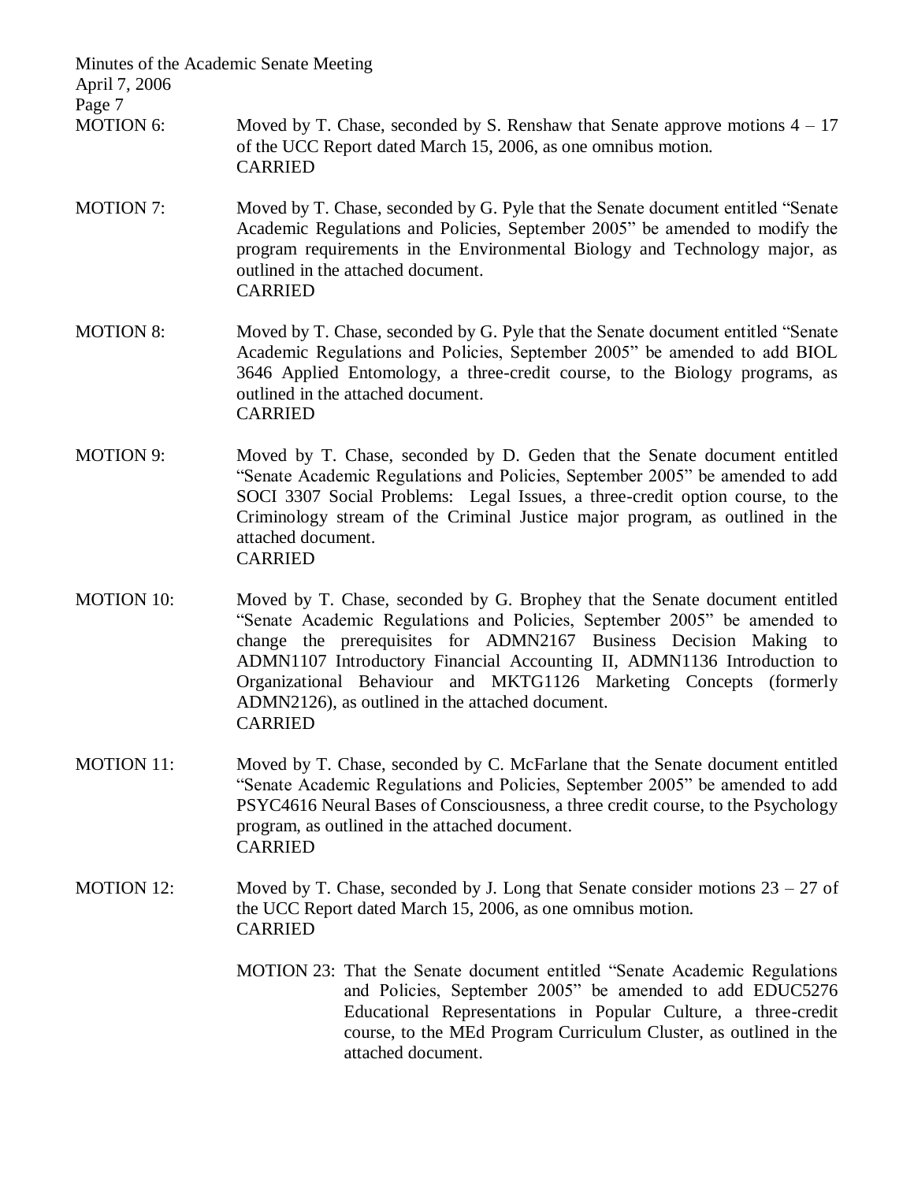MOTION 6: Moved by T. Chase, seconded by S. Renshaw that Senate approve motions 4 – 17 of the UCC Report dated March 15, 2006, as one omnibus motion.
CARRIED

MOTION 7: Moved by T. Chase, seconded by G. Pyle that the Senate document entitled "Senate Academic Regulations and Policies, September 2005" be amended to modify the program requirements in the Environmental Biology and Technology major, as outlined in the attached document.
CARRIED

MOTION 8: Moved by T. Chase, seconded by G. Pyle that the Senate document entitled "Senate Academic Regulations and Policies, September 2005" be amended to add BIOL 3646 Applied Entomology, a three-credit course, to the Biology programs, as outlined in the attached document.
CARRIED

MOTION 9: Moved by T. Chase, seconded by D. Geden that the Senate document entitled "Senate Academic Regulations and Policies, September 2005" be amended to add SOCI 3307 Social Problems: Legal Issues, a three-credit option course, to the Criminology stream of the Criminal Justice major program, as outlined in the attached document.
CARRIED

MOTION 10: Moved by T. Chase, seconded by G. Brophey that the Senate document entitled "Senate Academic Regulations and Policies, September 2005" be amended to change the prerequisites for ADMN2167 Business Decision Making to ADMN1107 Introductory Financial Accounting II, ADMN1136 Introduction to Organizational Behaviour and MKTG1126 Marketing Concepts (formerly ADMN2126), as outlined in the attached document.
CARRIED

MOTION 11: Moved by T. Chase, seconded by C. McFarlane that the Senate document entitled "Senate Academic Regulations and Policies, September 2005" be amended to add PSYC4616 Neural Bases of Consciousness, a three credit course, to the Psychology program, as outlined in the attached document.
CARRIED

MOTION 12: Moved by T. Chase, seconded by J. Long that Senate consider motions 23 – 27 of the UCC Report dated March 15, 2006, as one omnibus motion.
CARRIED

MOTION 23: That the Senate document entitled "Senate Academic Regulations and Policies, September 2005" be amended to add EDUC5276 Educational Representations in Popular Culture, a three-credit course, to the MEd Program Curriculum Cluster, as outlined in the attached document.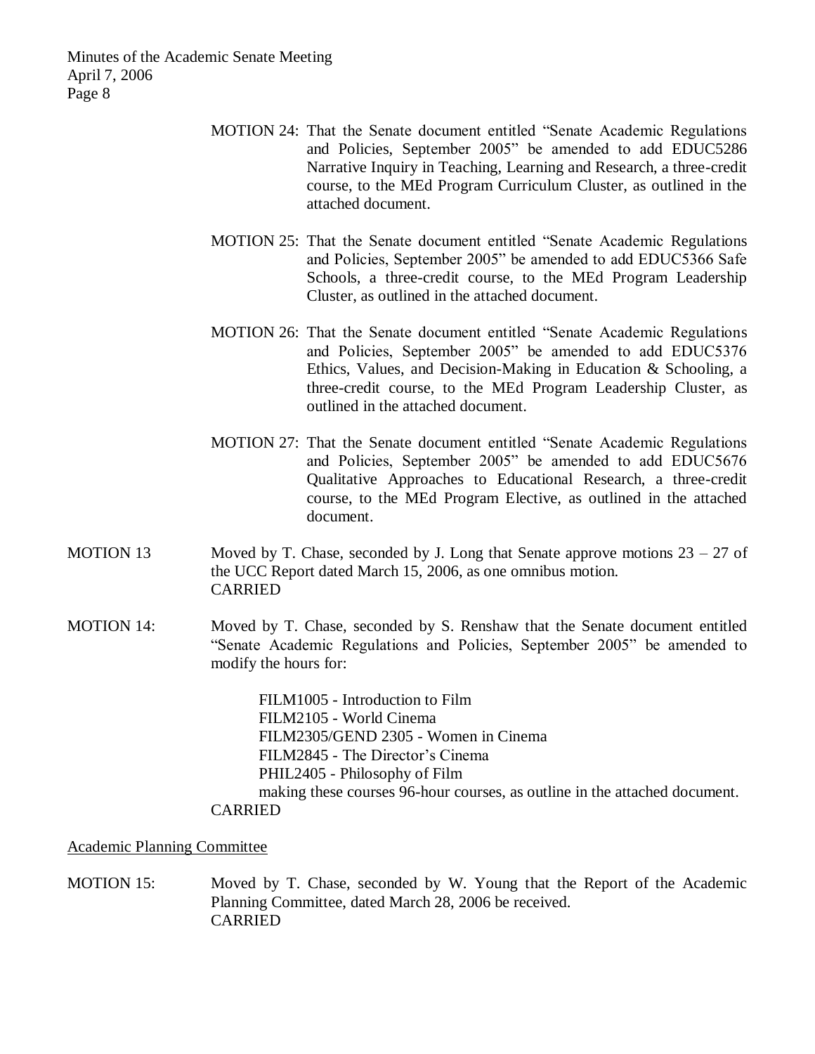MOTION 24: That the Senate document entitled "Senate Academic Regulations and Policies, September 2005" be amended to add EDUC5286 Narrative Inquiry in Teaching, Learning and Research, a three-credit course, to the MEd Program Curriculum Cluster, as outlined in the attached document.

MOTION 25: That the Senate document entitled "Senate Academic Regulations and Policies, September 2005" be amended to add EDUC5366 Safe Schools, a three-credit course, to the MEd Program Leadership Cluster, as outlined in the attached document.

MOTION 26: That the Senate document entitled "Senate Academic Regulations and Policies, September 2005" be amended to add EDUC5376 Ethics, Values, and Decision-Making in Education & Schooling, a three-credit course, to the MEd Program Leadership Cluster, as outlined in the attached document.

MOTION 27: That the Senate document entitled "Senate Academic Regulations and Policies, September 2005" be amended to add EDUC5676 Qualitative Approaches to Educational Research, a three-credit course, to the MEd Program Elective, as outlined in the attached document.

MOTION 13 Moved by T. Chase, seconded by J. Long that Senate approve motions 23 – 27 of the UCC Report dated March 15, 2006, as one omnibus motion.
CARRIED

MOTION 14: Moved by T. Chase, seconded by S. Renshaw that the Senate document entitled "Senate Academic Regulations and Policies, September 2005" be amended to modify the hours for:

FILM1005 - Introduction to Film
FILM2105 - World Cinema
FILM2305/GEND 2305 - Women in Cinema
FILM2845 - The Director's Cinema
PHIL2405 - Philosophy of Film
making these courses 96-hour courses, as outline in the attached document.
CARRIED

Academic Planning Committee

MOTION 15: Moved by T. Chase, seconded by W. Young that the Report of the Academic Planning Committee, dated March 28, 2006 be received.
CARRIED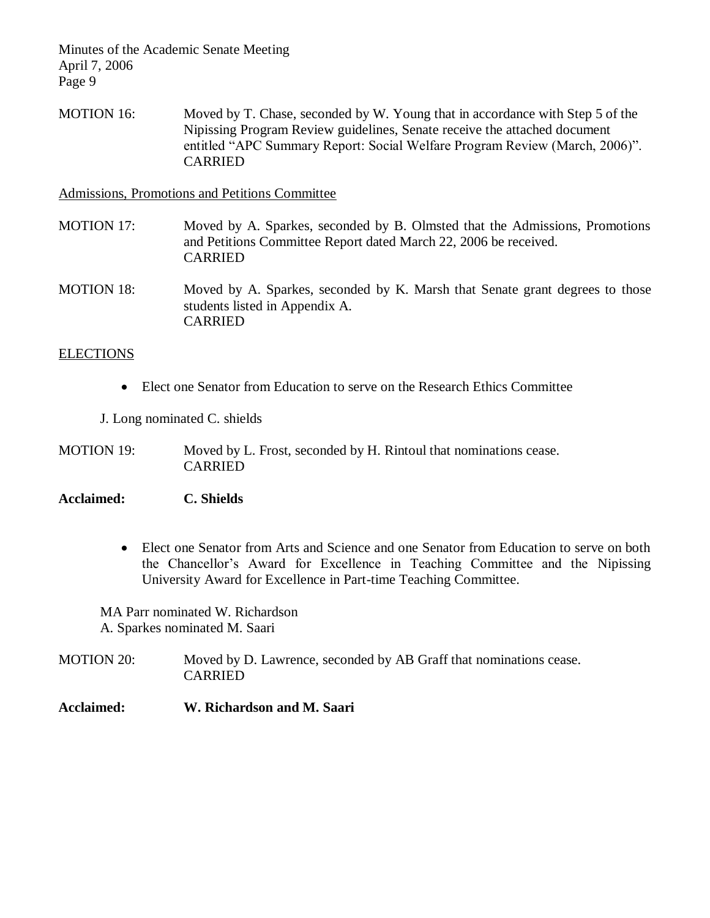MOTION 16: Moved by T. Chase, seconded by W. Young that in accordance with Step 5 of the Nipissing Program Review guidelines, Senate receive the attached document entitled "APC Summary Report: Social Welfare Program Review (March, 2006)". CARRIED

Admissions, Promotions and Petitions Committee

MOTION 17: Moved by A. Sparkes, seconded by B. Olmsted that the Admissions, Promotions and Petitions Committee Report dated March 22, 2006 be received. CARRIED

MOTION 18: Moved by A. Sparkes, seconded by K. Marsh that Senate grant degrees to those students listed in Appendix A. CARRIED

## ELECTIONS

- Elect one Senator from Education to serve on the Research Ethics Committee

J. Long nominated C. shields

MOTION 19: Moved by L. Frost, seconded by H. Rintoul that nominations cease. CARRIED

**Acclaimed: C. Shields**

- Elect one Senator from Arts and Science and one Senator from Education to serve on both the Chancellor's Award for Excellence in Teaching Committee and the Nipissing University Award for Excellence in Part-time Teaching Committee.

MA Parr nominated W. Richardson
A. Sparkes nominated M. Saari

MOTION 20: Moved by D. Lawrence, seconded by AB Graff that nominations cease. CARRIED

**Acclaimed: W. Richardson and M. Saari**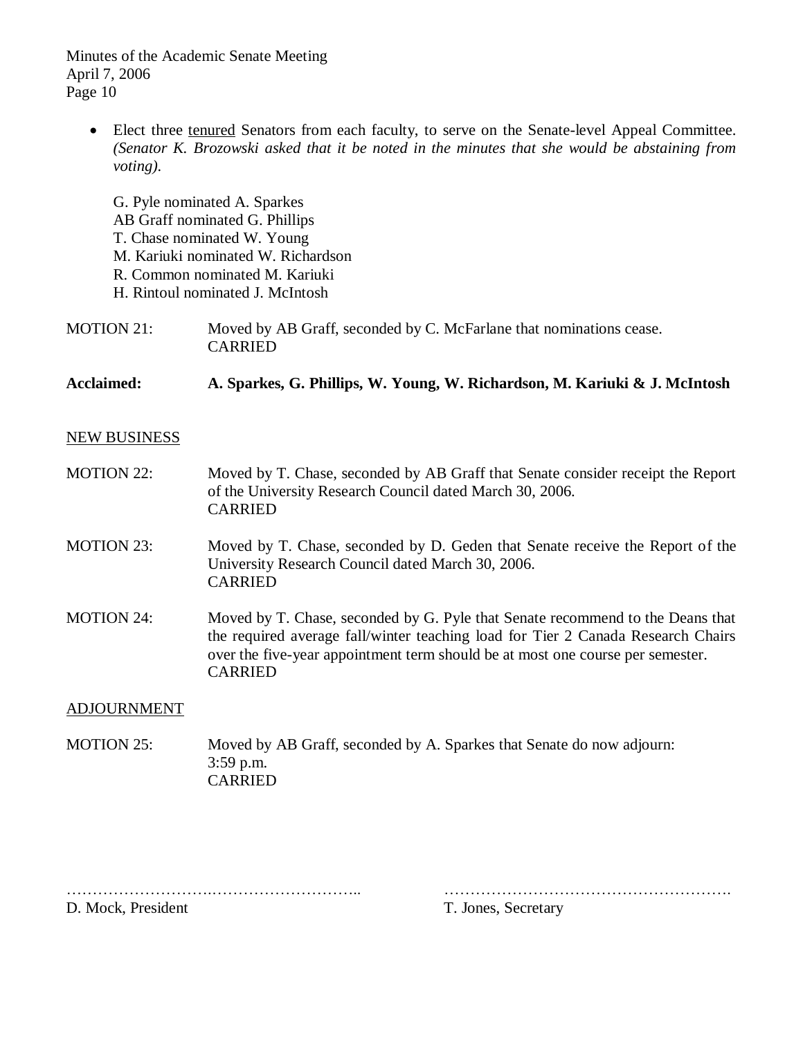- Elect three <u>tenured</u> Senators from each faculty, to serve on the Senate-level Appeal Committee. *(Senator K. Brozowski asked that it be noted in the minutes that she would be abstaining from voting).*

  G. Pyle nominated A. Sparkes
  AB Graff nominated G. Phillips
  T. Chase nominated W. Young
  M. Kariuki nominated W. Richardson
  R. Common nominated M. Kariuki
  H. Rintoul nominated J. McIntosh

MOTION 21: Moved by AB Graff, seconded by C. McFarlane that nominations cease.
CARRIED

**Acclaimed: A. Sparkes, G. Phillips, W. Young, W. Richardson, M. Kariuki & J. McIntosh**

<u>NEW BUSINESS</u>

MOTION 22: Moved by T. Chase, seconded by AB Graff that Senate consider receipt the Report of the University Research Council dated March 30, 2006.
CARRIED

MOTION 23: Moved by T. Chase, seconded by D. Geden that Senate receive the Report of the University Research Council dated March 30, 2006.
CARRIED

MOTION 24: Moved by T. Chase, seconded by G. Pyle that Senate recommend to the Deans that the required average fall/winter teaching load for Tier 2 Canada Research Chairs over the five-year appointment term should be at most one course per semester.
CARRIED

<u>ADJOURNMENT</u>

MOTION 25: Moved by AB Graff, seconded by A. Sparkes that Senate do now adjourn:
3:59 p.m.
CARRIED

……………………………………………………..
D. Mock, President

……………………………………………….
T. Jones, Secretary